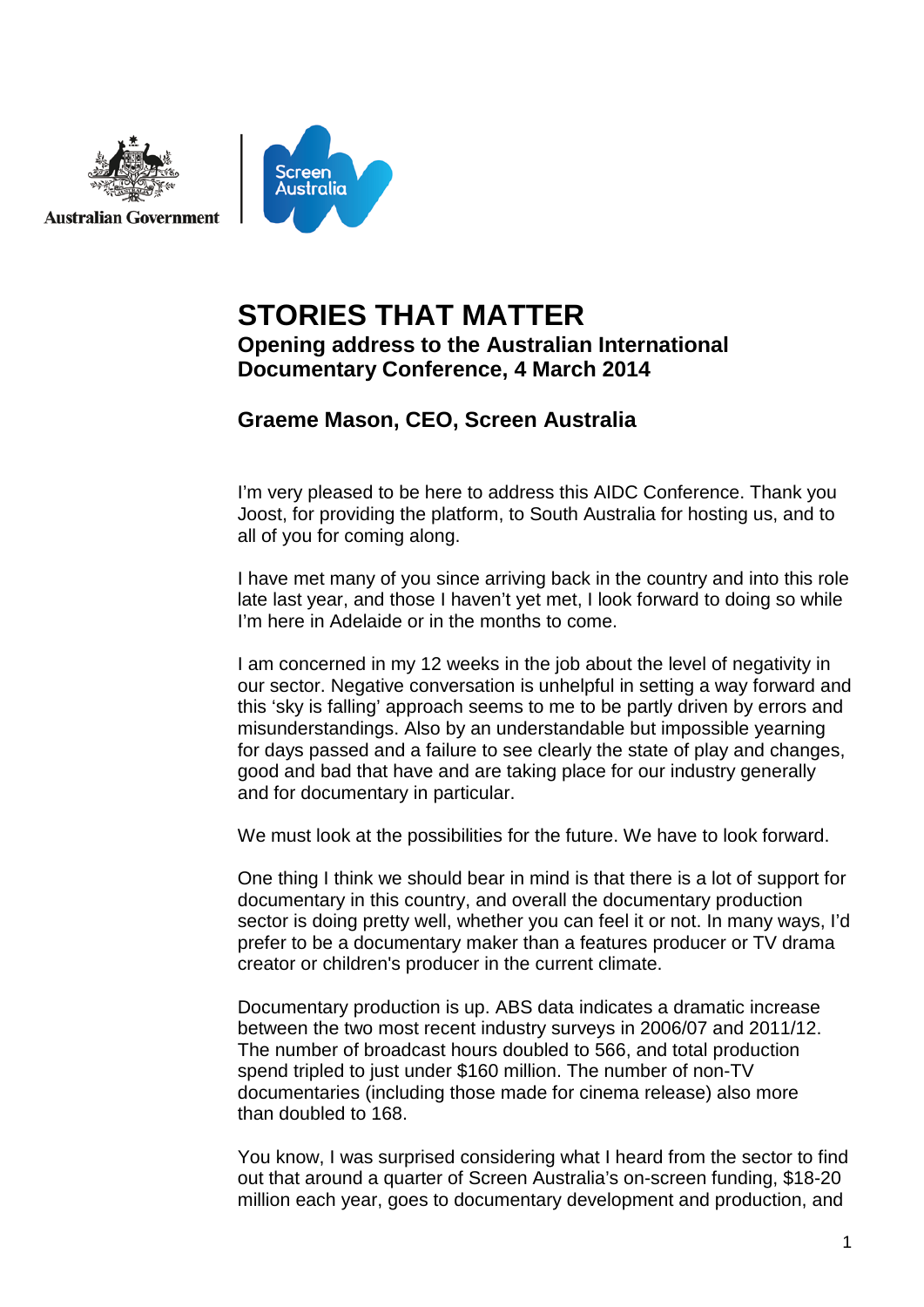Australian Government

# STORIES THAT MATTER

## Opening address to the Australian International Documentary Conference, 4 March 2014

### Graeme Mason, CEO, Screen Australia

I'm very pleased to be here to address this AIDC Conference. Thank you Joost, for providing the platform, to South Australia for hosting us, and to all of you for coming along.

I have met many of you since arriving back in the country and into this role late last year, and those I haven't yet met, I look forward to doing so while I'm here in Adelaide or in the months to come.

I am concerned in my 12 weeks in the job about the level of negativity in our sector. Negative conversation is unhelpful in setting a way forward and this 'sky is falling' approach seems to me to be partly driven by errors and misunderstandings. Also by an understandable but impossible yearning for days passed and a failure to see clearly the state of play and changes, good and bad that have and are taking place for our industry generally and for documentary in particular.

We must look at the possibilities for the future. We have to look forward.

One thing I think we should bear in mind is that there is a lot of support for documentary in this country, and overall the documentary production sector is doing pretty well, whether you can feel it or not. In many ways, I'd prefer to be a documentary maker than a features producer or TV drama creator or children's producer in the current climate.

Documentary production is up. ABS data indicates a dramatic increase between the two most recent industry surveys in 2006/07 and 2011/12. The number of broadcast hours doubled to 566, and total production spend tripled to just under $160 million. The number of non-TV documentaries (including those made for cinema release) also more than doubled to 168.

You know, I was surprised considering what I heard from the sector to find out that around a quarter of Screen Australia's on-screen funding, $18-20 million each year, goes to documentary development and production, and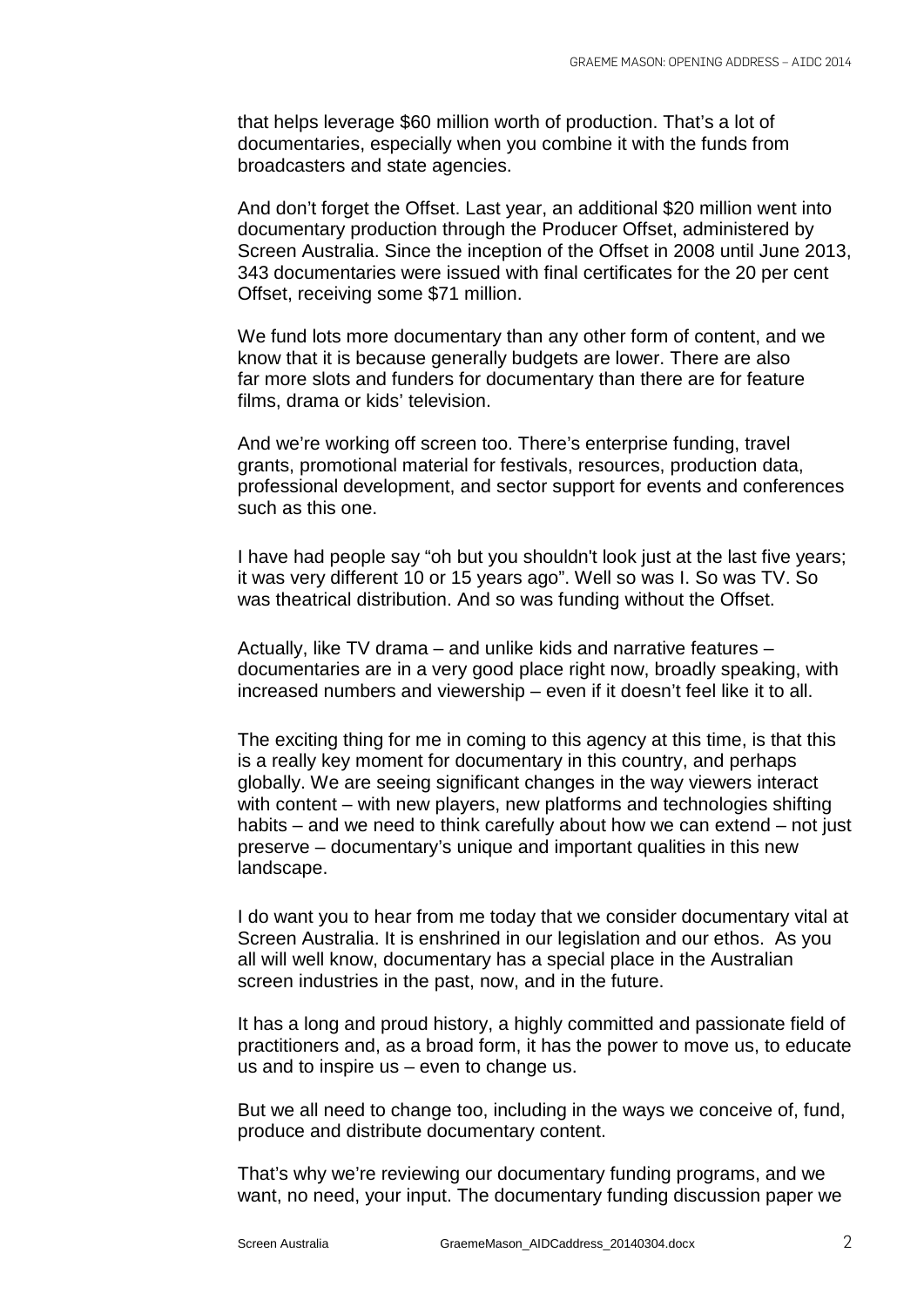that helps leverage $60 million worth of production. That's a lot of documentaries, especially when you combine it with the funds from broadcasters and state agencies.

And don't forget the Offset. Last year, an additional $20 million went into documentary production through the Producer Offset, administered by Screen Australia. Since the inception of the Offset in 2008 until June 2013, 343 documentaries were issued with final certificates for the 20 per cent Offset, receiving some $71 million.

We fund lots more documentary than any other form of content, and we know that it is because generally budgets are lower. There are also far more slots and funders for documentary than there are for feature films, drama or kids' television.

And we're working off screen too. There's enterprise funding, travel grants, promotional material for festivals, resources, production data, professional development, and sector support for events and conferences such as this one.

I have had people say "oh but you shouldn't look just at the last five years; it was very different 10 or 15 years ago". Well so was I. So was TV. So was theatrical distribution. And so was funding without the Offset.

Actually, like TV drama – and unlike kids and narrative features – documentaries are in a very good place right now, broadly speaking, with increased numbers and viewership – even if it doesn't feel like it to all.

The exciting thing for me in coming to this agency at this time, is that this is a really key moment for documentary in this country, and perhaps globally. We are seeing significant changes in the way viewers interact with content – with new players, new platforms and technologies shifting habits – and we need to think carefully about how we can extend – not just preserve – documentary's unique and important qualities in this new landscape.

I do want you to hear from me today that we consider documentary vital at Screen Australia. It is enshrined in our legislation and our ethos. As you all will well know, documentary has a special place in the Australian screen industries in the past, now, and in the future.

It has a long and proud history, a highly committed and passionate field of practitioners and, as a broad form, it has the power to move us, to educate us and to inspire us – even to change us.

But we all need to change too, including in the ways we conceive of, fund, produce and distribute documentary content.

That's why we're reviewing our documentary funding programs, and we want, no need, your input. The documentary funding discussion paper we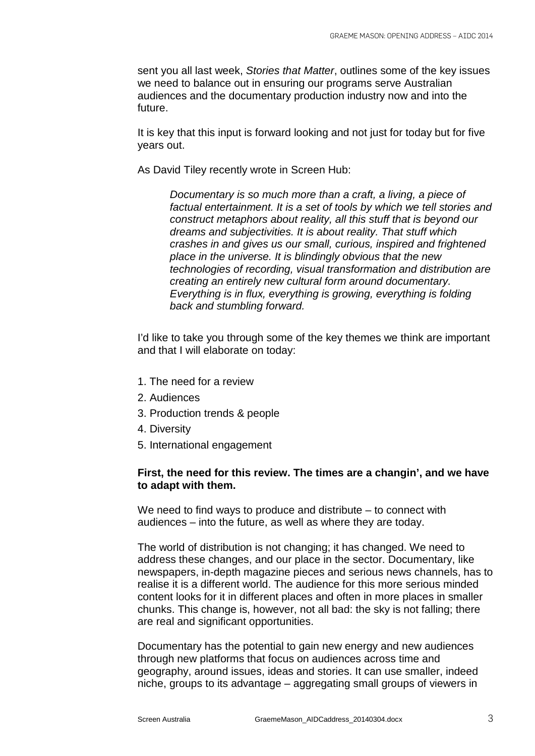sent you all last week, *Stories that Matter*, outlines some of the key issues we need to balance out in ensuring our programs serve Australian audiences and the documentary production industry now and into the future.

It is key that this input is forward looking and not just for today but for five years out.

As David Tiley recently wrote in Screen Hub:

> *Documentary is so much more than a craft, a living, a piece of factual entertainment. It is a set of tools by which we tell stories and construct metaphors about reality, all this stuff that is beyond our dreams and subjectivities. It is about reality. That stuff which crashes in and gives us our small, curious, inspired and frightened place in the universe. It is blindingly obvious that the new technologies of recording, visual transformation and distribution are creating an entirely new cultural form around documentary. Everything is in flux, everything is growing, everything is folding back and stumbling forward.*

I'd like to take you through some of the key themes we think are important and that I will elaborate on today:

1. The need for a review
2. Audiences
3. Production trends & people
4. Diversity
5. International engagement

**First, the need for this review. The times are a changin', and we have to adapt with them.**

We need to find ways to produce and distribute – to connect with audiences – into the future, as well as where they are today.

The world of distribution is not changing; it has changed. We need to address these changes, and our place in the sector. Documentary, like newspapers, in-depth magazine pieces and serious news channels, has to realise it is a different world. The audience for this more serious minded content looks for it in different places and often in more places in smaller chunks. This change is, however, not all bad: the sky is not falling; there are real and significant opportunities.

Documentary has the potential to gain new energy and new audiences through new platforms that focus on audiences across time and geography, around issues, ideas and stories. It can use smaller, indeed niche, groups to its advantage – aggregating small groups of viewers in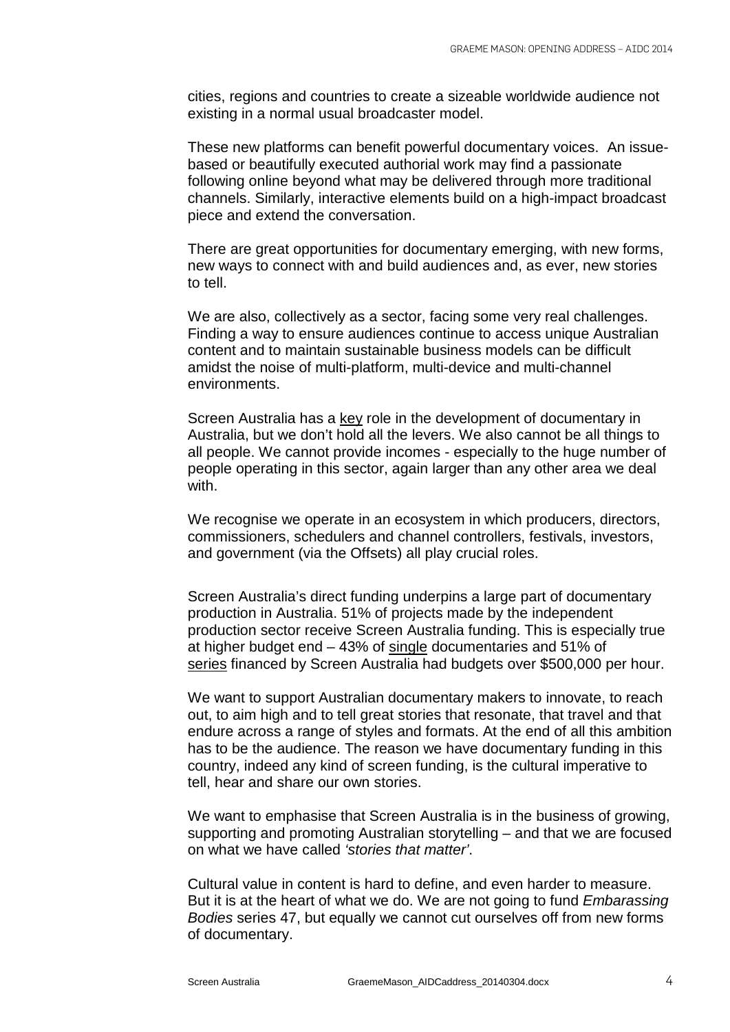cities, regions and countries to create a sizeable worldwide audience not existing in a normal usual broadcaster model.

These new platforms can benefit powerful documentary voices. An issue-based or beautifully executed authorial work may find a passionate following online beyond what may be delivered through more traditional channels. Similarly, interactive elements build on a high-impact broadcast piece and extend the conversation.

There are great opportunities for documentary emerging, with new forms, new ways to connect with and build audiences and, as ever, new stories to tell.

We are also, collectively as a sector, facing some very real challenges. Finding a way to ensure audiences continue to access unique Australian content and to maintain sustainable business models can be difficult amidst the noise of multi-platform, multi-device and multi-channel environments.

Screen Australia has a <u>key</u> role in the development of documentary in Australia, but we don't hold all the levers. We also cannot be all things to all people. We cannot provide incomes - especially to the huge number of people operating in this sector, again larger than any other area we deal with.

We recognise we operate in an ecosystem in which producers, directors, commissioners, schedulers and channel controllers, festivals, investors, and government (via the Offsets) all play crucial roles.

Screen Australia's direct funding underpins a large part of documentary production in Australia. 51% of projects made by the independent production sector receive Screen Australia funding. This is especially true at higher budget end – 43% of <u>single</u> documentaries and 51% of <u>series</u> financed by Screen Australia had budgets over $500,000 per hour.

We want to support Australian documentary makers to innovate, to reach out, to aim high and to tell great stories that resonate, that travel and that endure across a range of styles and formats. At the end of all this ambition has to be the audience. The reason we have documentary funding in this country, indeed any kind of screen funding, is the cultural imperative to tell, hear and share our own stories.

We want to emphasise that Screen Australia is in the business of growing, supporting and promoting Australian storytelling – and that we are focused on what we have called *'stories that matter'*.

Cultural value in content is hard to define, and even harder to measure. But it is at the heart of what we do. We are not going to fund *Embarassing Bodies* series 47, but equally we cannot cut ourselves off from new forms of documentary.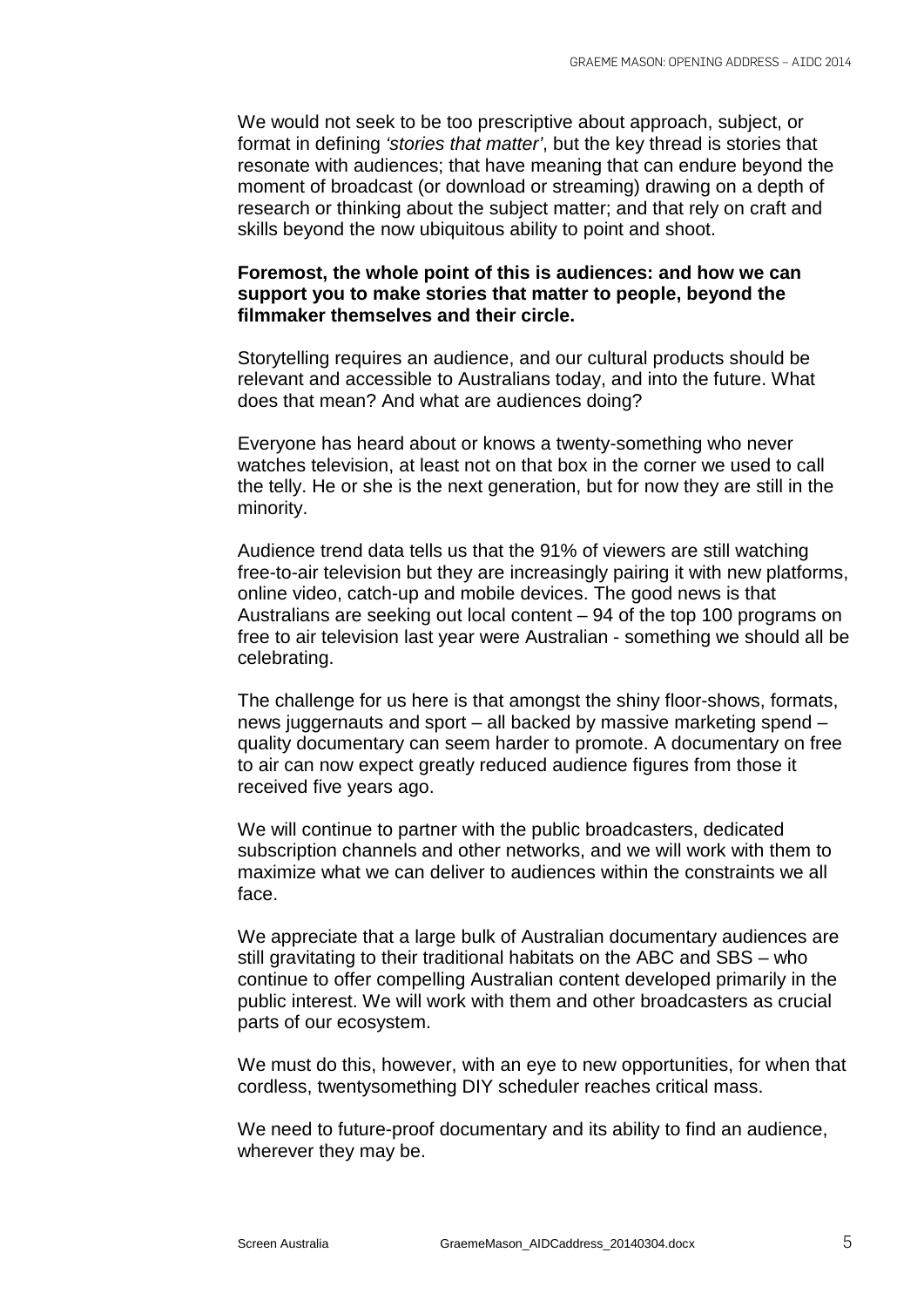We would not seek to be too prescriptive about approach, subject, or format in defining *'stories that matter'*, but the key thread is stories that resonate with audiences; that have meaning that can endure beyond the moment of broadcast (or download or streaming) drawing on a depth of research or thinking about the subject matter; and that rely on craft and skills beyond the now ubiquitous ability to point and shoot.

**Foremost, the whole point of this is audiences: and how we can support you to make stories that matter to people, beyond the filmmaker themselves and their circle.**

Storytelling requires an audience, and our cultural products should be relevant and accessible to Australians today, and into the future. What does that mean? And what are audiences doing?

Everyone has heard about or knows a twenty-something who never watches television, at least not on that box in the corner we used to call the telly. He or she is the next generation, but for now they are still in the minority.

Audience trend data tells us that the 91% of viewers are still watching free-to-air television but they are increasingly pairing it with new platforms, online video, catch-up and mobile devices. The good news is that Australians are seeking out local content – 94 of the top 100 programs on free to air television last year were Australian - something we should all be celebrating.

The challenge for us here is that amongst the shiny floor-shows, formats, news juggernauts and sport – all backed by massive marketing spend – quality documentary can seem harder to promote. A documentary on free to air can now expect greatly reduced audience figures from those it received five years ago.

We will continue to partner with the public broadcasters, dedicated subscription channels and other networks, and we will work with them to maximize what we can deliver to audiences within the constraints we all face.

We appreciate that a large bulk of Australian documentary audiences are still gravitating to their traditional habitats on the ABC and SBS – who continue to offer compelling Australian content developed primarily in the public interest. We will work with them and other broadcasters as crucial parts of our ecosystem.

We must do this, however, with an eye to new opportunities, for when that cordless, twentysomething DIY scheduler reaches critical mass.

We need to future-proof documentary and its ability to find an audience, wherever they may be.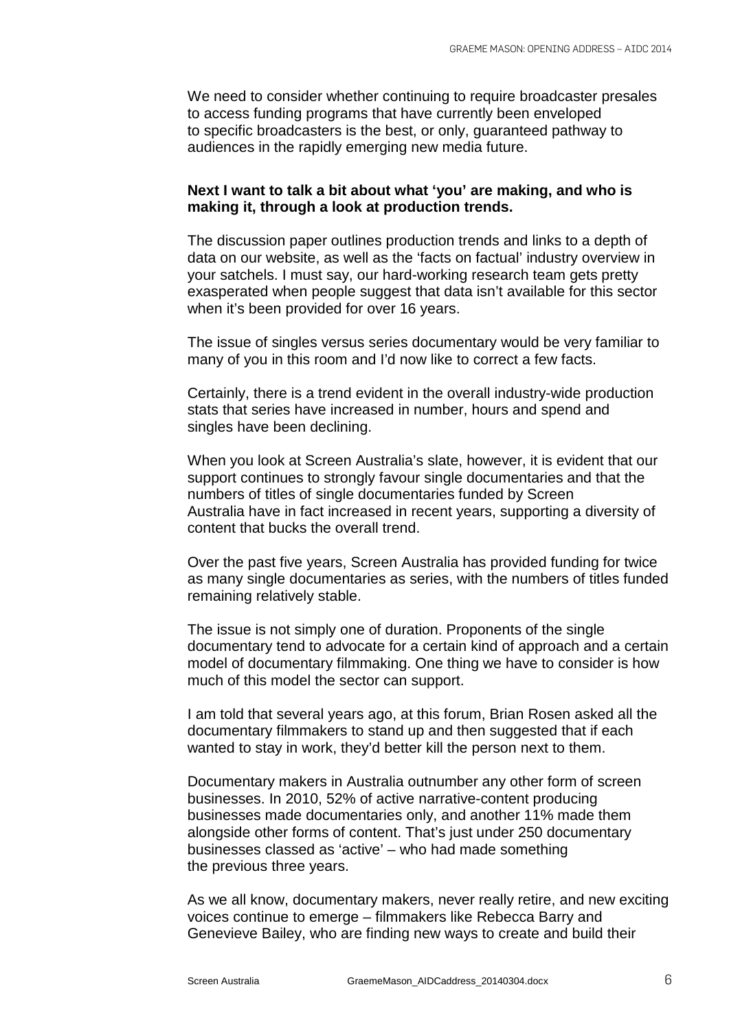We need to consider whether continuing to require broadcaster presales to access funding programs that have currently been enveloped to specific broadcasters is the best, or only, guaranteed pathway to audiences in the rapidly emerging new media future.

**Next I want to talk a bit about what 'you' are making, and who is making it, through a look at production trends.**

The discussion paper outlines production trends and links to a depth of data on our website, as well as the 'facts on factual' industry overview in your satchels. I must say, our hard-working research team gets pretty exasperated when people suggest that data isn't available for this sector when it's been provided for over 16 years.

The issue of singles versus series documentary would be very familiar to many of you in this room and I'd now like to correct a few facts.

Certainly, there is a trend evident in the overall industry-wide production stats that series have increased in number, hours and spend and singles have been declining.

When you look at Screen Australia's slate, however, it is evident that our support continues to strongly favour single documentaries and that the numbers of titles of single documentaries funded by Screen Australia have in fact increased in recent years, supporting a diversity of content that bucks the overall trend.

Over the past five years, Screen Australia has provided funding for twice as many single documentaries as series, with the numbers of titles funded remaining relatively stable.

The issue is not simply one of duration. Proponents of the single documentary tend to advocate for a certain kind of approach and a certain model of documentary filmmaking. One thing we have to consider is how much of this model the sector can support.

I am told that several years ago, at this forum, Brian Rosen asked all the documentary filmmakers to stand up and then suggested that if each wanted to stay in work, they'd better kill the person next to them.

Documentary makers in Australia outnumber any other form of screen businesses. In 2010, 52% of active narrative-content producing businesses made documentaries only, and another 11% made them alongside other forms of content. That's just under 250 documentary businesses classed as 'active' – who had made something the previous three years.

As we all know, documentary makers, never really retire, and new exciting voices continue to emerge – filmmakers like Rebecca Barry and Genevieve Bailey, who are finding new ways to create and build their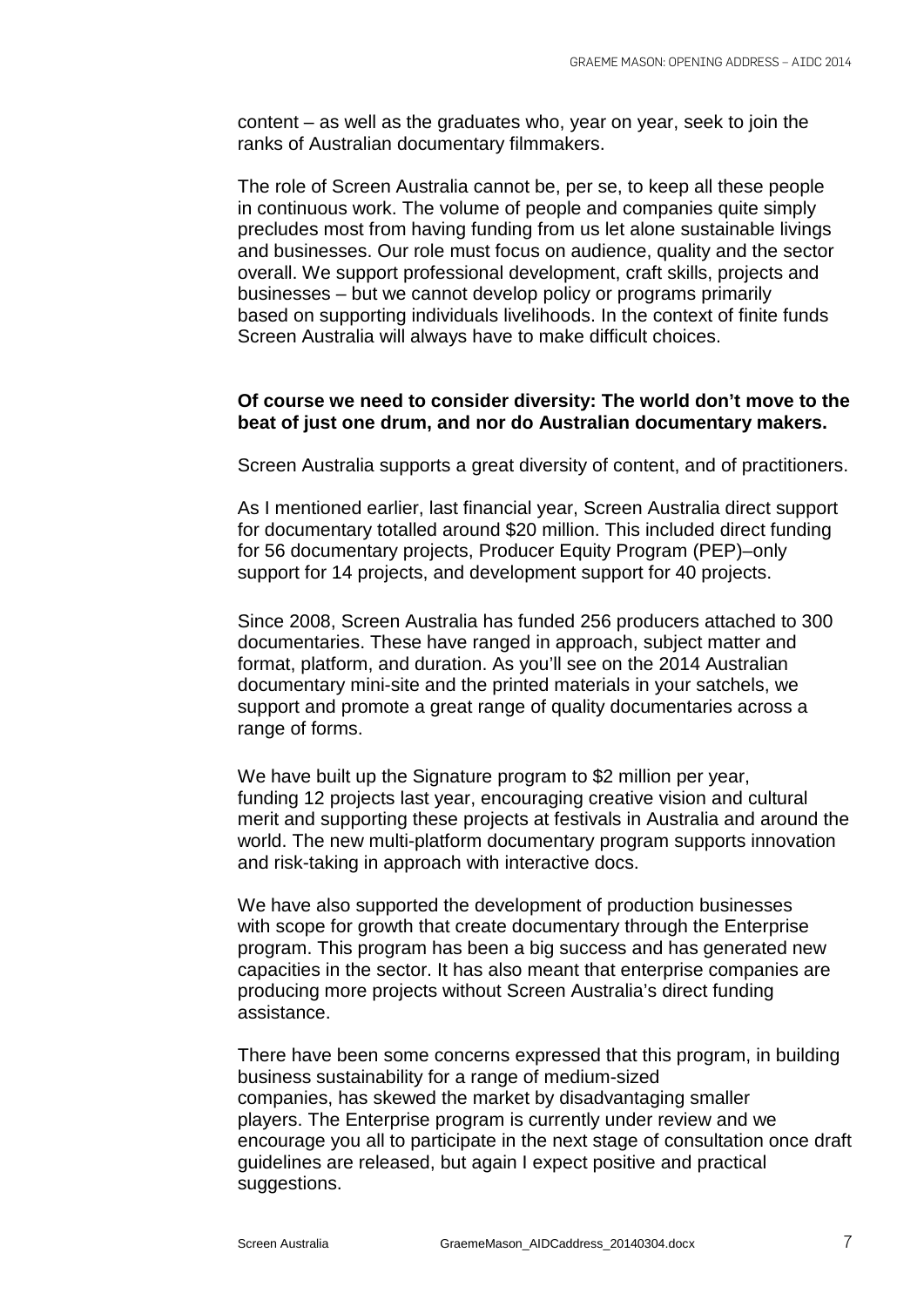content – as well as the graduates who, year on year, seek to join the ranks of Australian documentary filmmakers.

The role of Screen Australia cannot be, per se, to keep all these people in continuous work. The volume of people and companies quite simply precludes most from having funding from us let alone sustainable livings and businesses. Our role must focus on audience, quality and the sector overall. We support professional development, craft skills, projects and businesses – but we cannot develop policy or programs primarily based on supporting individuals livelihoods. In the context of finite funds Screen Australia will always have to make difficult choices.

**Of course we need to consider diversity: The world don't move to the beat of just one drum, and nor do Australian documentary makers.**

Screen Australia supports a great diversity of content, and of practitioners.

As I mentioned earlier, last financial year, Screen Australia direct support for documentary totalled around $20 million. This included direct funding for 56 documentary projects, Producer Equity Program (PEP)–only support for 14 projects, and development support for 40 projects.

Since 2008, Screen Australia has funded 256 producers attached to 300 documentaries. These have ranged in approach, subject matter and format, platform, and duration. As you'll see on the 2014 Australian documentary mini-site and the printed materials in your satchels, we support and promote a great range of quality documentaries across a range of forms.

We have built up the Signature program to $2 million per year, funding 12 projects last year, encouraging creative vision and cultural merit and supporting these projects at festivals in Australia and around the world. The new multi-platform documentary program supports innovation and risk-taking in approach with interactive docs.

We have also supported the development of production businesses with scope for growth that create documentary through the Enterprise program. This program has been a big success and has generated new capacities in the sector. It has also meant that enterprise companies are producing more projects without Screen Australia's direct funding assistance.

There have been some concerns expressed that this program, in building business sustainability for a range of medium-sized companies, has skewed the market by disadvantaging smaller players. The Enterprise program is currently under review and we encourage you all to participate in the next stage of consultation once draft guidelines are released, but again I expect positive and practical suggestions.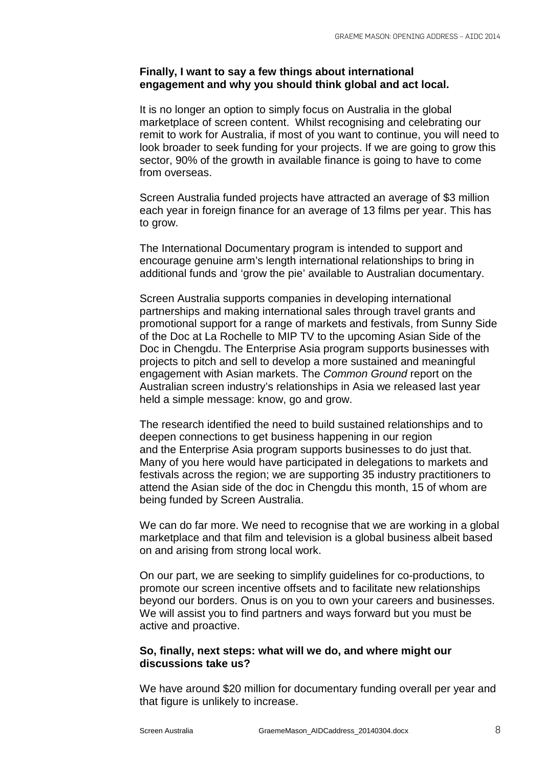**Finally, I want to say a few things about international engagement and why you should think global and act local.**

It is no longer an option to simply focus on Australia in the global marketplace of screen content. Whilst recognising and celebrating our remit to work for Australia, if most of you want to continue, you will need to look broader to seek funding for your projects. If we are going to grow this sector, 90% of the growth in available finance is going to have to come from overseas.

Screen Australia funded projects have attracted an average of $3 million each year in foreign finance for an average of 13 films per year. This has to grow.

The International Documentary program is intended to support and encourage genuine arm's length international relationships to bring in additional funds and 'grow the pie' available to Australian documentary.

Screen Australia supports companies in developing international partnerships and making international sales through travel grants and promotional support for a range of markets and festivals, from Sunny Side of the Doc at La Rochelle to MIP TV to the upcoming Asian Side of the Doc in Chengdu. The Enterprise Asia program supports businesses with projects to pitch and sell to develop a more sustained and meaningful engagement with Asian markets. The *Common Ground* report on the Australian screen industry's relationships in Asia we released last year held a simple message: know, go and grow.

The research identified the need to build sustained relationships and to deepen connections to get business happening in our region and the Enterprise Asia program supports businesses to do just that. Many of you here would have participated in delegations to markets and festivals across the region; we are supporting 35 industry practitioners to attend the Asian side of the doc in Chengdu this month, 15 of whom are being funded by Screen Australia.

We can do far more. We need to recognise that we are working in a global marketplace and that film and television is a global business albeit based on and arising from strong local work.

On our part, we are seeking to simplify guidelines for co-productions, to promote our screen incentive offsets and to facilitate new relationships beyond our borders. Onus is on you to own your careers and businesses. We will assist you to find partners and ways forward but you must be active and proactive.

**So, finally, next steps: what will we do, and where might our discussions take us?**

We have around $20 million for documentary funding overall per year and that figure is unlikely to increase.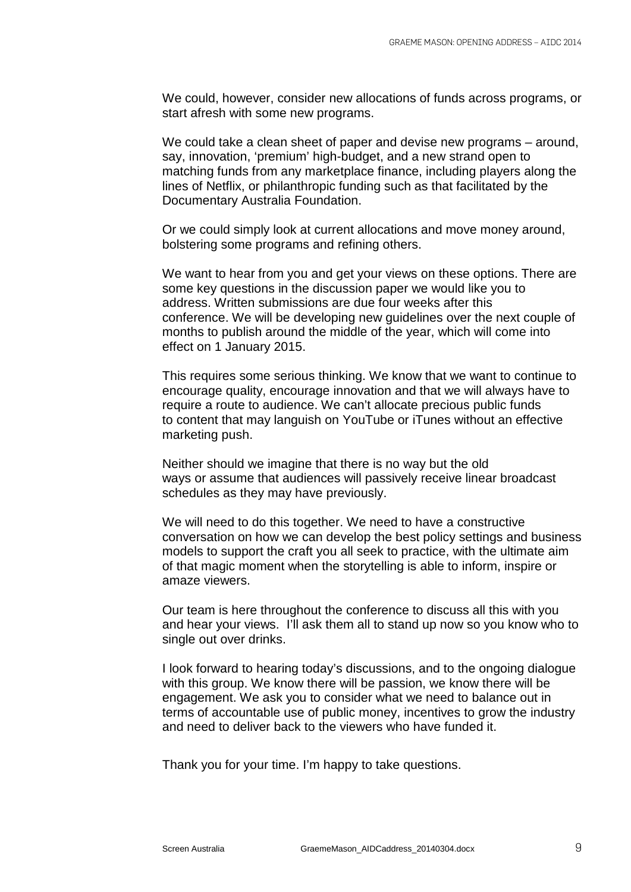We could, however, consider new allocations of funds across programs, or start afresh with some new programs.

We could take a clean sheet of paper and devise new programs – around, say, innovation, 'premium' high-budget, and a new strand open to matching funds from any marketplace finance, including players along the lines of Netflix, or philanthropic funding such as that facilitated by the Documentary Australia Foundation.

Or we could simply look at current allocations and move money around, bolstering some programs and refining others.

We want to hear from you and get your views on these options. There are some key questions in the discussion paper we would like you to address. Written submissions are due four weeks after this conference. We will be developing new guidelines over the next couple of months to publish around the middle of the year, which will come into effect on 1 January 2015.

This requires some serious thinking. We know that we want to continue to encourage quality, encourage innovation and that we will always have to require a route to audience. We can't allocate precious public funds to content that may languish on YouTube or iTunes without an effective marketing push.

Neither should we imagine that there is no way but the old ways or assume that audiences will passively receive linear broadcast schedules as they may have previously.

We will need to do this together. We need to have a constructive conversation on how we can develop the best policy settings and business models to support the craft you all seek to practice, with the ultimate aim of that magic moment when the storytelling is able to inform, inspire or amaze viewers.

Our team is here throughout the conference to discuss all this with you and hear your views. I'll ask them all to stand up now so you know who to single out over drinks.

I look forward to hearing today's discussions, and to the ongoing dialogue with this group. We know there will be passion, we know there will be engagement. We ask you to consider what we need to balance out in terms of accountable use of public money, incentives to grow the industry and need to deliver back to the viewers who have funded it.

Thank you for your time. I'm happy to take questions.